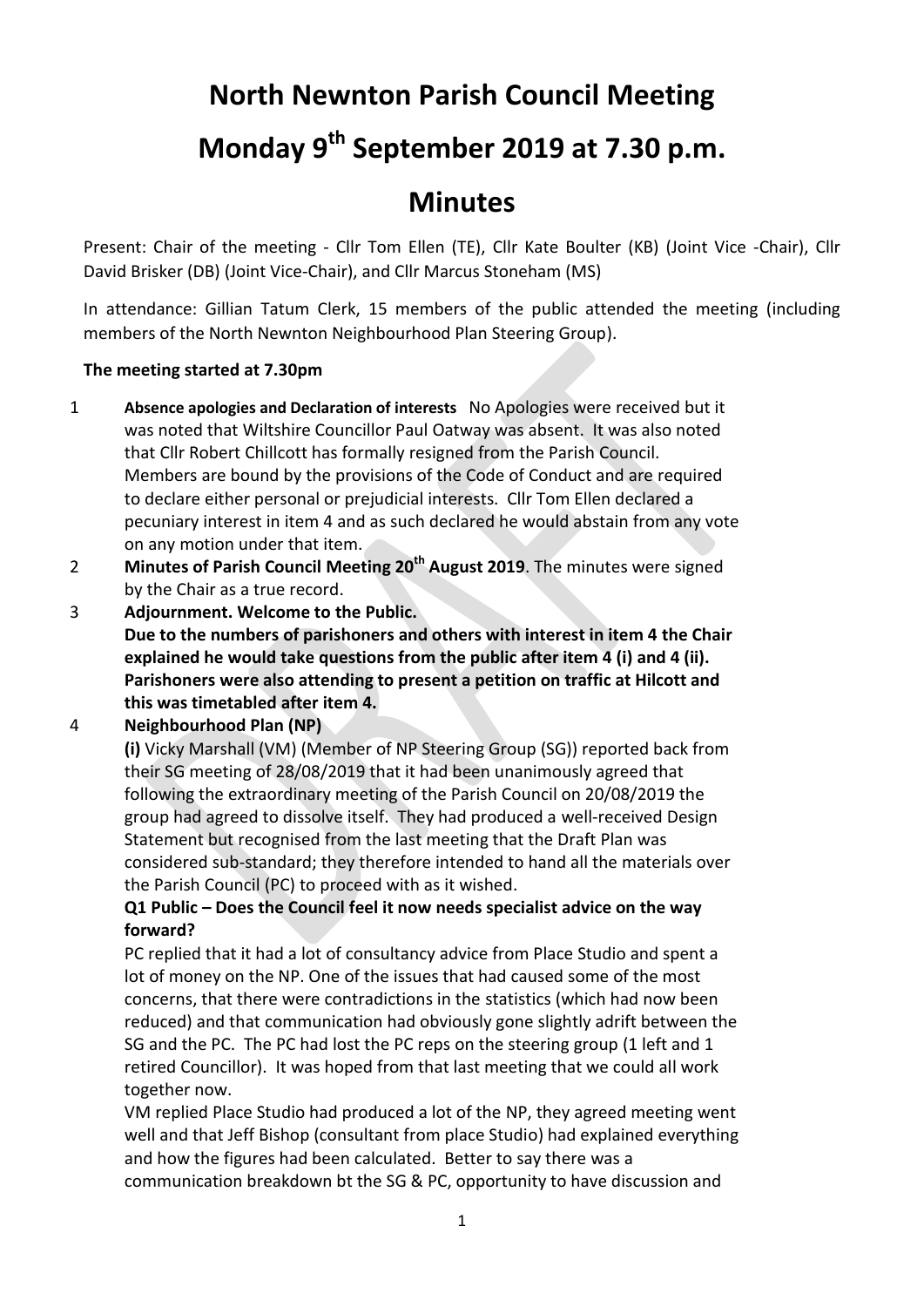# North Newnton Parish Council Meeting

# Monday 9th September 2019 at 7.30 p.m.

# Minutes

Present: Chair of the meeting - Cllr Tom Ellen (TE), Cllr Kate Boulter (KB) (Joint Vice -Chair), Cllr David Brisker (DB) (Joint Vice-Chair), and Cllr Marcus Stoneham (MS)

In attendance: Gillian Tatum Clerk, 15 members of the public attended the meeting (including members of the North Newnton Neighbourhood Plan Steering Group).

**The meeting started at 7.30pm**

1 **Absence apologies and Declaration of interests** No Apologies were received but it was noted that Wiltshire Councillor Paul Oatway was absent. It was also noted that Cllr Robert Chillcott has formally resigned from the Parish Council. Members are bound by the provisions of the Code of Conduct and are required to declare either personal or prejudicial interests. Cllr Tom Ellen declared a pecuniary interest in item 4 and as such declared he would abstain from any vote on any motion under that item.

2 **Minutes of Parish Council Meeting 20th August 2019**. The minutes were signed by the Chair as a true record.

3 **Adjournment. Welcome to the Public.**
**Due to the numbers of parishoners and others with interest in item 4 the Chair explained he would take questions from the public after item 4 (i) and 4 (ii). Parishoners were also attending to present a petition on traffic at Hilcott and this was timetabled after item 4.**

4 **Neighbourhood Plan (NP)**

**(i)** Vicky Marshall (VM) (Member of NP Steering Group (SG)) reported back from their SG meeting of 28/08/2019 that it had been unanimously agreed that following the extraordinary meeting of the Parish Council on 20/08/2019 the group had agreed to dissolve itself. They had produced a well-received Design Statement but recognised from the last meeting that the Draft Plan was considered sub-standard; they therefore intended to hand all the materials over the Parish Council (PC) to proceed with as it wished.

**Q1 Public – Does the Council feel it now needs specialist advice on the way forward?**

PC replied that it had a lot of consultancy advice from Place Studio and spent a lot of money on the NP. One of the issues that had caused some of the most concerns, that there were contradictions in the statistics (which had now been reduced) and that communication had obviously gone slightly adrift between the SG and the PC. The PC had lost the PC reps on the steering group (1 left and 1 retired Councillor). It was hoped from that last meeting that we could all work together now.

VM replied Place Studio had produced a lot of the NP, they agreed meeting went well and that Jeff Bishop (consultant from place Studio) had explained everything and how the figures had been calculated. Better to say there was a communication breakdown bt the SG & PC, opportunity to have discussion and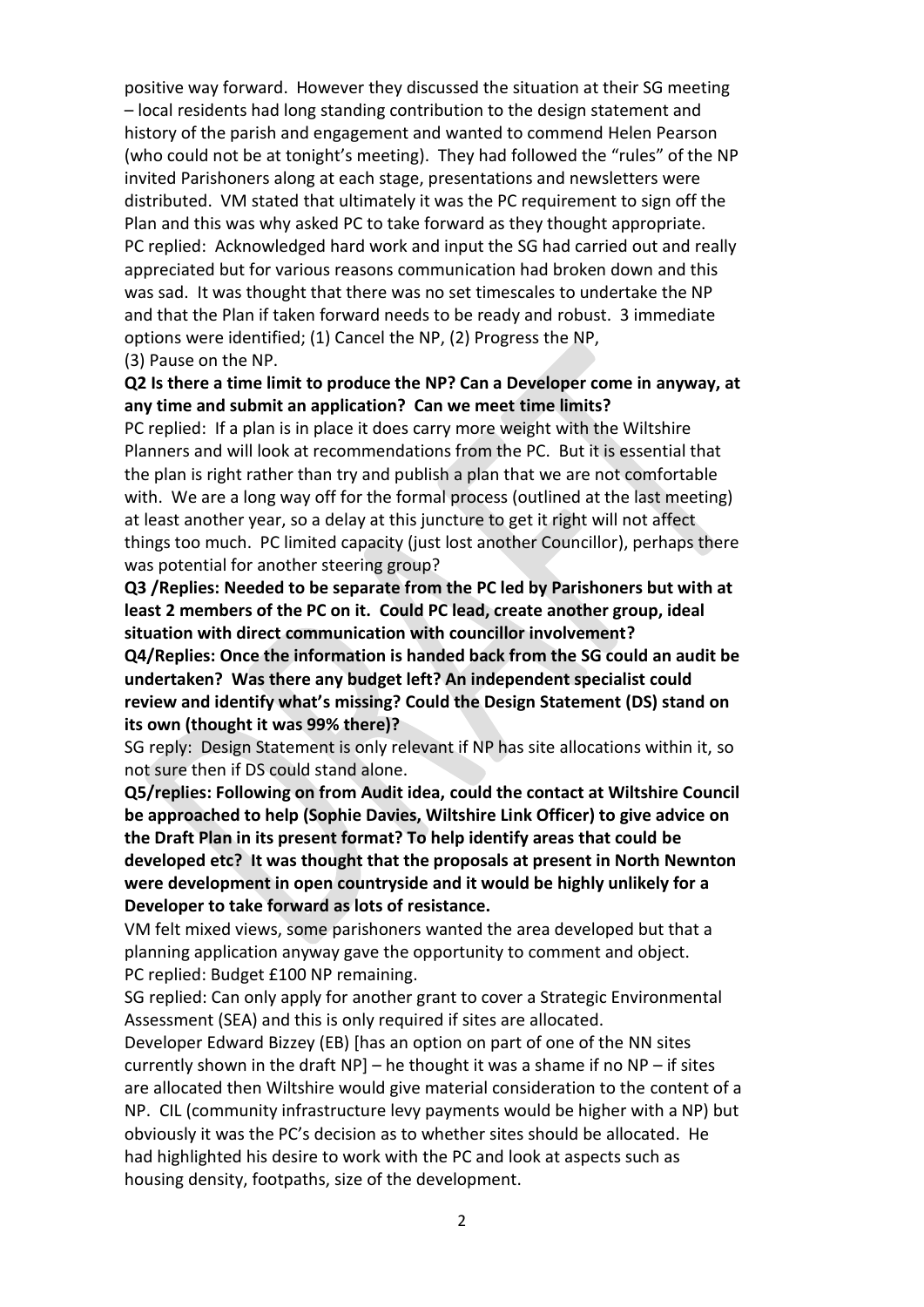positive way forward. However they discussed the situation at their SG meeting – local residents had long standing contribution to the design statement and history of the parish and engagement and wanted to commend Helen Pearson (who could not be at tonight's meeting). They had followed the "rules" of the NP invited Parishoners along at each stage, presentations and newsletters were distributed. VM stated that ultimately it was the PC requirement to sign off the Plan and this was why asked PC to take forward as they thought appropriate.
PC replied: Acknowledged hard work and input the SG had carried out and really appreciated but for various reasons communication had broken down and this was sad. It was thought that there was no set timescales to undertake the NP and that the Plan if taken forward needs to be ready and robust. 3 immediate options were identified; (1) Cancel the NP, (2) Progress the NP, (3) Pause on the NP.

**Q2 Is there a time limit to produce the NP? Can a Developer come in anyway, at any time and submit an application? Can we meet time limits?**

PC replied: If a plan is in place it does carry more weight with the Wiltshire Planners and will look at recommendations from the PC. But it is essential that the plan is right rather than try and publish a plan that we are not comfortable with. We are a long way off for the formal process (outlined at the last meeting) at least another year, so a delay at this juncture to get it right will not affect things too much. PC limited capacity (just lost another Councillor), perhaps there was potential for another steering group?

**Q3 /Replies: Needed to be separate from the PC led by Parishoners but with at least 2 members of the PC on it. Could PC lead, create another group, ideal situation with direct communication with councillor involvement?**

**Q4/Replies: Once the information is handed back from the SG could an audit be undertaken? Was there any budget left? An independent specialist could review and identify what's missing? Could the Design Statement (DS) stand on its own (thought it was 99% there)?**

SG reply: Design Statement is only relevant if NP has site allocations within it, so not sure then if DS could stand alone.

**Q5/replies: Following on from Audit idea, could the contact at Wiltshire Council be approached to help (Sophie Davies, Wiltshire Link Officer) to give advice on the Draft Plan in its present format? To help identify areas that could be developed etc? It was thought that the proposals at present in North Newnton were development in open countryside and it would be highly unlikely for a Developer to take forward as lots of resistance.**

VM felt mixed views, some parishoners wanted the area developed but that a planning application anyway gave the opportunity to comment and object.
PC replied: Budget £100 NP remaining.
SG replied: Can only apply for another grant to cover a Strategic Environmental Assessment (SEA) and this is only required if sites are allocated.
Developer Edward Bizzey (EB) [has an option on part of one of the NN sites currently shown in the draft NP] – he thought it was a shame if no NP – if sites are allocated then Wiltshire would give material consideration to the content of a NP. CIL (community infrastructure levy payments would be higher with a NP) but obviously it was the PC's decision as to whether sites should be allocated. He had highlighted his desire to work with the PC and look at aspects such as housing density, footpaths, size of the development.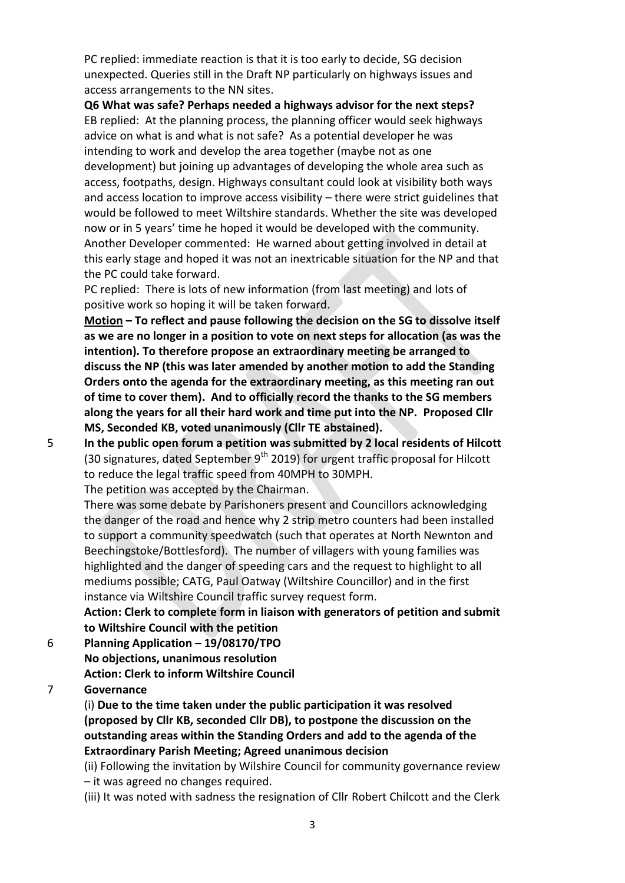PC replied: immediate reaction is that it is too early to decide, SG decision unexpected. Queries still in the Draft NP particularly on highways issues and access arrangements to the NN sites.

**Q6 What was safe? Perhaps needed a highways advisor for the next steps?**
EB replied: At the planning process, the planning officer would seek highways advice on what is and what is not safe? As a potential developer he was intending to work and develop the area together (maybe not as one development) but joining up advantages of developing the whole area such as access, footpaths, design. Highways consultant could look at visibility both ways and access location to improve access visibility – there were strict guidelines that would be followed to meet Wiltshire standards. Whether the site was developed now or in 5 years' time he hoped it would be developed with the community.
Another Developer commented: He warned about getting involved in detail at this early stage and hoped it was not an inextricable situation for the NP and that the PC could take forward.
PC replied: There is lots of new information (from last meeting) and lots of positive work so hoping it will be taken forward.

**<u>Motion</u> – To reflect and pause following the decision on the SG to dissolve itself as we are no longer in a position to vote on next steps for allocation (as was the intention). To therefore propose an extraordinary meeting be arranged to discuss the NP (this was later amended by another motion to add the Standing Orders onto the agenda for the extraordinary meeting, as this meeting ran out of time to cover them). And to officially record the thanks to the SG members along the years for all their hard work and time put into the NP. Proposed Cllr MS, Seconded KB, voted unanimously (Cllr TE abstained).**

5 **In the public open forum a petition was submitted by 2 local residents of Hilcott** (30 signatures, dated September 9th 2019) for urgent traffic proposal for Hilcott to reduce the legal traffic speed from 40MPH to 30MPH.
The petition was accepted by the Chairman.
There was some debate by Parishoners present and Councillors acknowledging the danger of the road and hence why 2 strip metro counters had been installed to support a community speedwatch (such that operates at North Newnton and Beechingstoke/Bottlesford). The number of villagers with young families was highlighted and the danger of speeding cars and the request to highlight to all mediums possible; CATG, Paul Oatway (Wiltshire Councillor) and in the first instance via Wiltshire Council traffic survey request form.
**Action: Clerk to complete form in liaison with generators of petition and submit to Wiltshire Council with the petition**

6 **Planning Application – 19/08170/TPO**
**No objections, unanimous resolution**
**Action: Clerk to inform Wiltshire Council**

7 **Governance**
(i) **Due to the time taken under the public participation it was resolved (proposed by Cllr KB, seconded Cllr DB), to postpone the discussion on the outstanding areas within the Standing Orders and add to the agenda of the Extraordinary Parish Meeting; Agreed unanimous decision**
(ii) Following the invitation by Wilshire Council for community governance review – it was agreed no changes required.
(iii) It was noted with sadness the resignation of Cllr Robert Chilcott and the Clerk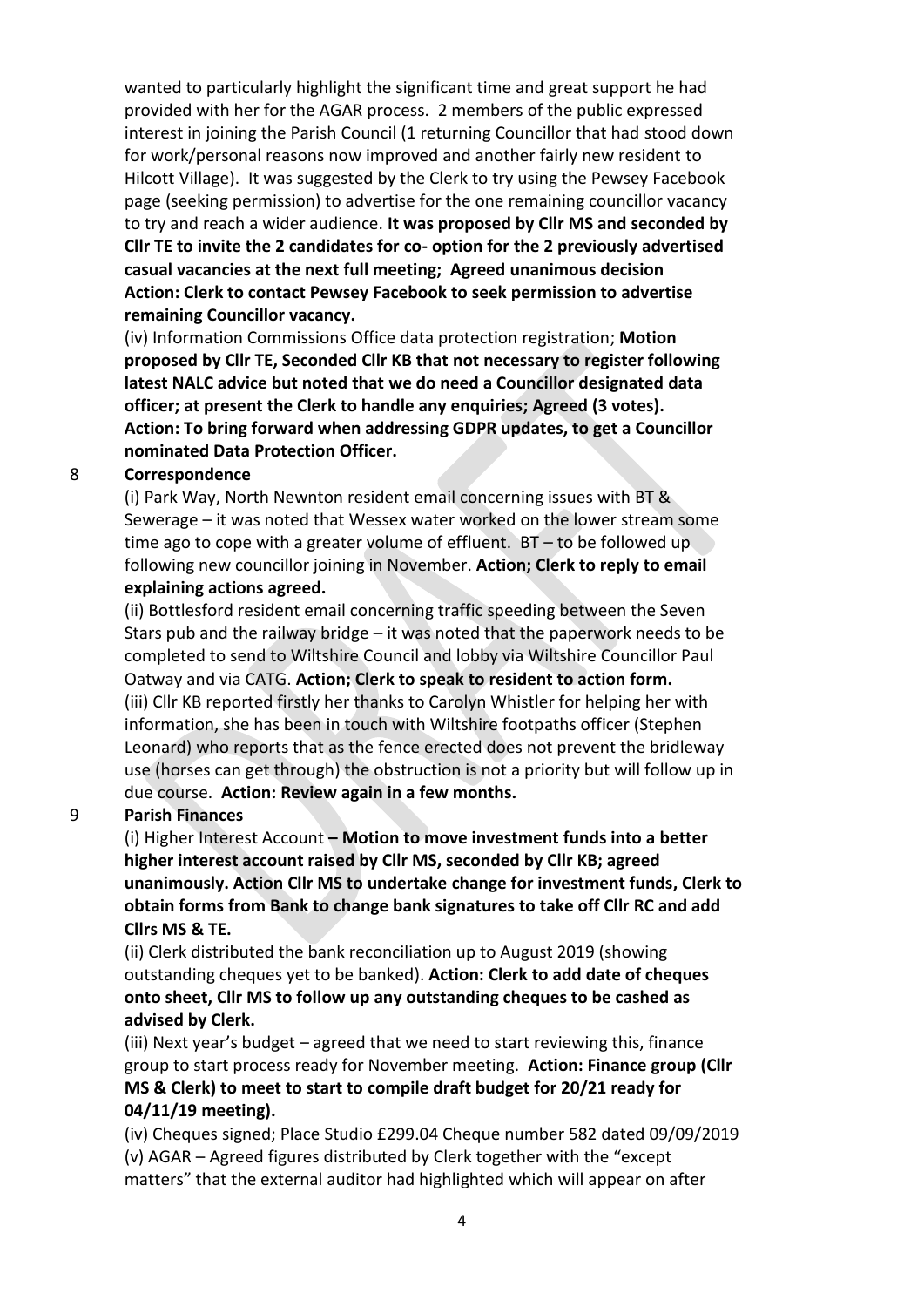wanted to particularly highlight the significant time and great support he had provided with her for the AGAR process. 2 members of the public expressed interest in joining the Parish Council (1 returning Councillor that had stood down for work/personal reasons now improved and another fairly new resident to Hilcott Village). It was suggested by the Clerk to try using the Pewsey Facebook page (seeking permission) to advertise for the one remaining councillor vacancy to try and reach a wider audience. **It was proposed by Cllr MS and seconded by Cllr TE to invite the 2 candidates for co- option for the 2 previously advertised casual vacancies at the next full meeting; Agreed unanimous decision Action: Clerk to contact Pewsey Facebook to seek permission to advertise remaining Councillor vacancy.**

(iv) Information Commissions Office data protection registration; **Motion proposed by Cllr TE, Seconded Cllr KB that not necessary to register following latest NALC advice but noted that we do need a Councillor designated data officer; at present the Clerk to handle any enquiries; Agreed (3 votes). Action: To bring forward when addressing GDPR updates, to get a Councillor nominated Data Protection Officer.**

8 **Correspondence**

(i) Park Way, North Newnton resident email concerning issues with BT & Sewerage – it was noted that Wessex water worked on the lower stream some time ago to cope with a greater volume of effluent. BT – to be followed up following new councillor joining in November. **Action; Clerk to reply to email explaining actions agreed.**

(ii) Bottlesford resident email concerning traffic speeding between the Seven Stars pub and the railway bridge – it was noted that the paperwork needs to be completed to send to Wiltshire Council and lobby via Wiltshire Councillor Paul Oatway and via CATG. **Action; Clerk to speak to resident to action form.**

(iii) Cllr KB reported firstly her thanks to Carolyn Whistler for helping her with information, she has been in touch with Wiltshire footpaths officer (Stephen Leonard) who reports that as the fence erected does not prevent the bridleway use (horses can get through) the obstruction is not a priority but will follow up in due course. **Action: Review again in a few months.**

9 **Parish Finances**

(i) Higher Interest Account **– Motion to move investment funds into a better higher interest account raised by Cllr MS, seconded by Cllr KB; agreed unanimously. Action Cllr MS to undertake change for investment funds, Clerk to obtain forms from Bank to change bank signatures to take off Cllr RC and add Cllrs MS & TE.**

(ii) Clerk distributed the bank reconciliation up to August 2019 (showing outstanding cheques yet to be banked). **Action: Clerk to add date of cheques onto sheet, Cllr MS to follow up any outstanding cheques to be cashed as advised by Clerk.**

(iii) Next year's budget – agreed that we need to start reviewing this, finance group to start process ready for November meeting. **Action: Finance group (Cllr MS & Clerk) to meet to start to compile draft budget for 20/21 ready for 04/11/19 meeting).**

(iv) Cheques signed; Place Studio £299.04 Cheque number 582 dated 09/09/2019

(v) AGAR – Agreed figures distributed by Clerk together with the "except matters" that the external auditor had highlighted which will appear on after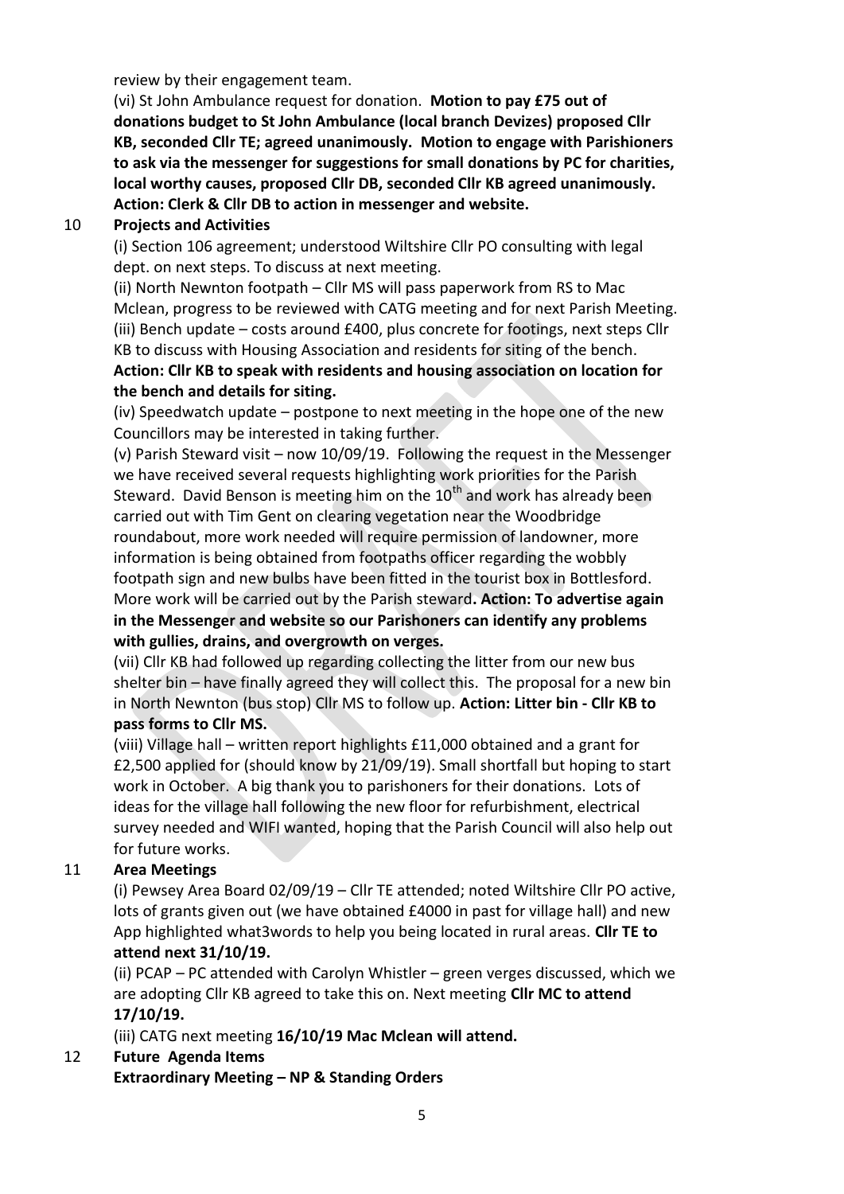review by their engagement team.

(vi) St John Ambulance request for donation. **Motion to pay £75 out of donations budget to St John Ambulance (local branch Devizes) proposed Cllr KB, seconded Cllr TE; agreed unanimously. Motion to engage with Parishioners to ask via the messenger for suggestions for small donations by PC for charities, local worthy causes, proposed Cllr DB, seconded Cllr KB agreed unanimously. Action: Clerk & Cllr DB to action in messenger and website.**

10 **Projects and Activities**

(i) Section 106 agreement; understood Wiltshire Cllr PO consulting with legal dept. on next steps. To discuss at next meeting.

(ii) North Newnton footpath – Cllr MS will pass paperwork from RS to Mac Mclean, progress to be reviewed with CATG meeting and for next Parish Meeting.

(iii) Bench update – costs around £400, plus concrete for footings, next steps Cllr KB to discuss with Housing Association and residents for siting of the bench. **Action: Cllr KB to speak with residents and housing association on location for the bench and details for siting.**

(iv) Speedwatch update – postpone to next meeting in the hope one of the new Councillors may be interested in taking further.

(v) Parish Steward visit – now 10/09/19. Following the request in the Messenger we have received several requests highlighting work priorities for the Parish Steward. David Benson is meeting him on the 10th and work has already been carried out with Tim Gent on clearing vegetation near the Woodbridge roundabout, more work needed will require permission of landowner, more information is being obtained from footpaths officer regarding the wobbly footpath sign and new bulbs have been fitted in the tourist box in Bottlesford. More work will be carried out by the Parish steward**. Action: To advertise again in the Messenger and website so our Parishoners can identify any problems with gullies, drains, and overgrowth on verges.**

(vii) Cllr KB had followed up regarding collecting the litter from our new bus shelter bin – have finally agreed they will collect this. The proposal for a new bin in North Newnton (bus stop) Cllr MS to follow up. **Action: Litter bin - Cllr KB to pass forms to Cllr MS.**

(viii) Village hall – written report highlights £11,000 obtained and a grant for £2,500 applied for (should know by 21/09/19). Small shortfall but hoping to start work in October. A big thank you to parishoners for their donations. Lots of ideas for the village hall following the new floor for refurbishment, electrical survey needed and WIFI wanted, hoping that the Parish Council will also help out for future works.

11 **Area Meetings**

(i) Pewsey Area Board 02/09/19 – Cllr TE attended; noted Wiltshire Cllr PO active, lots of grants given out (we have obtained £4000 in past for village hall) and new App highlighted what3words to help you being located in rural areas. **Cllr TE to attend next 31/10/19.**

(ii) PCAP – PC attended with Carolyn Whistler – green verges discussed, which we are adopting Cllr KB agreed to take this on. Next meeting **Cllr MC to attend 17/10/19.**

(iii) CATG next meeting **16/10/19 Mac Mclean will attend.**

12 **Future Agenda Items**

**Extraordinary Meeting – NP & Standing Orders**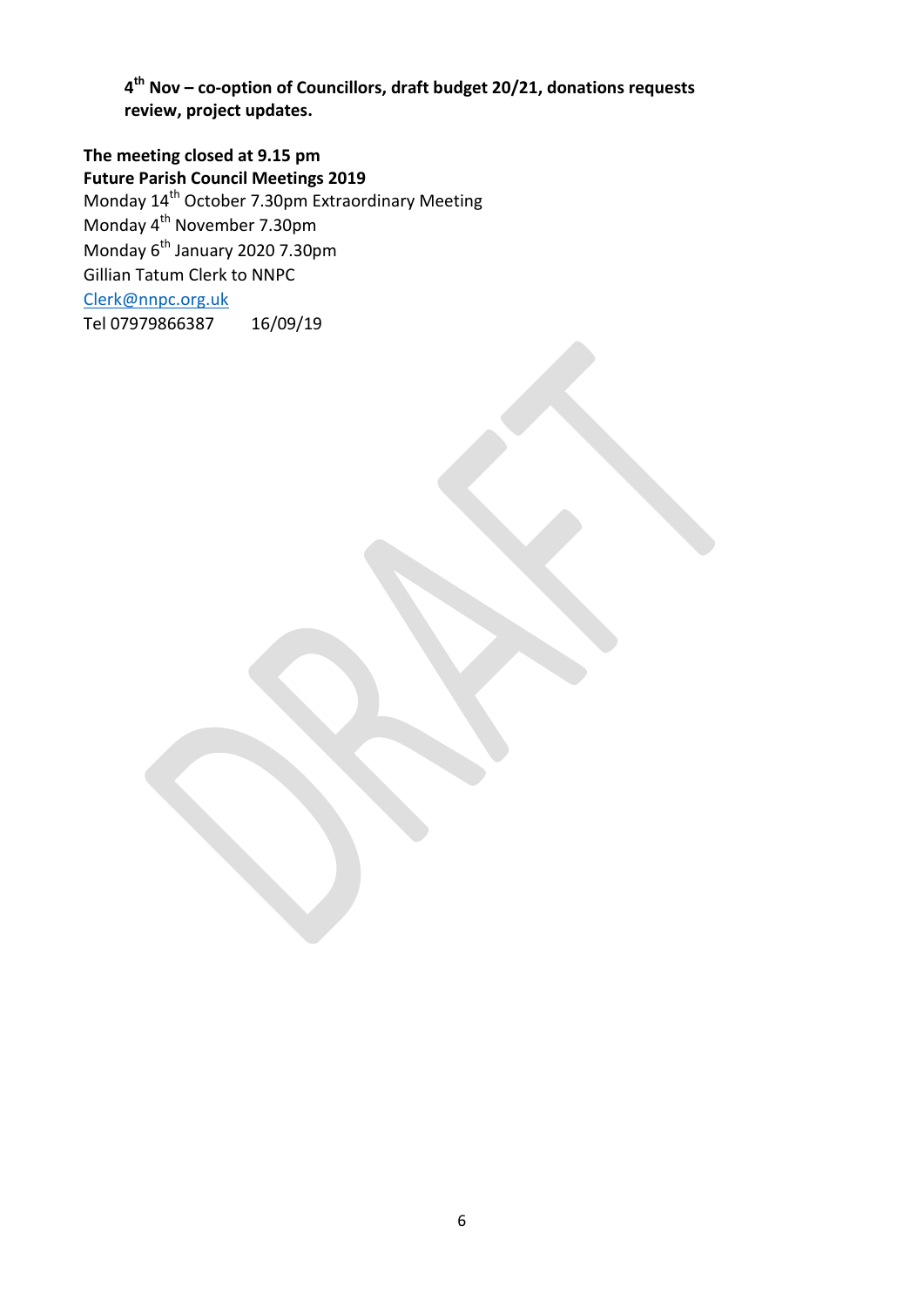**4th Nov – co-option of Councillors, draft budget 20/21, donations requests review, project updates.**

**The meeting closed at 9.15 pm**

**Future Parish Council Meetings 2019**

Monday 14th October 7.30pm Extraordinary Meeting

Monday 4th November 7.30pm

Monday 6th January 2020 7.30pm

Gillian Tatum Clerk to NNPC

Clerk@nnpc.org.uk

Tel 07979866387 16/09/19